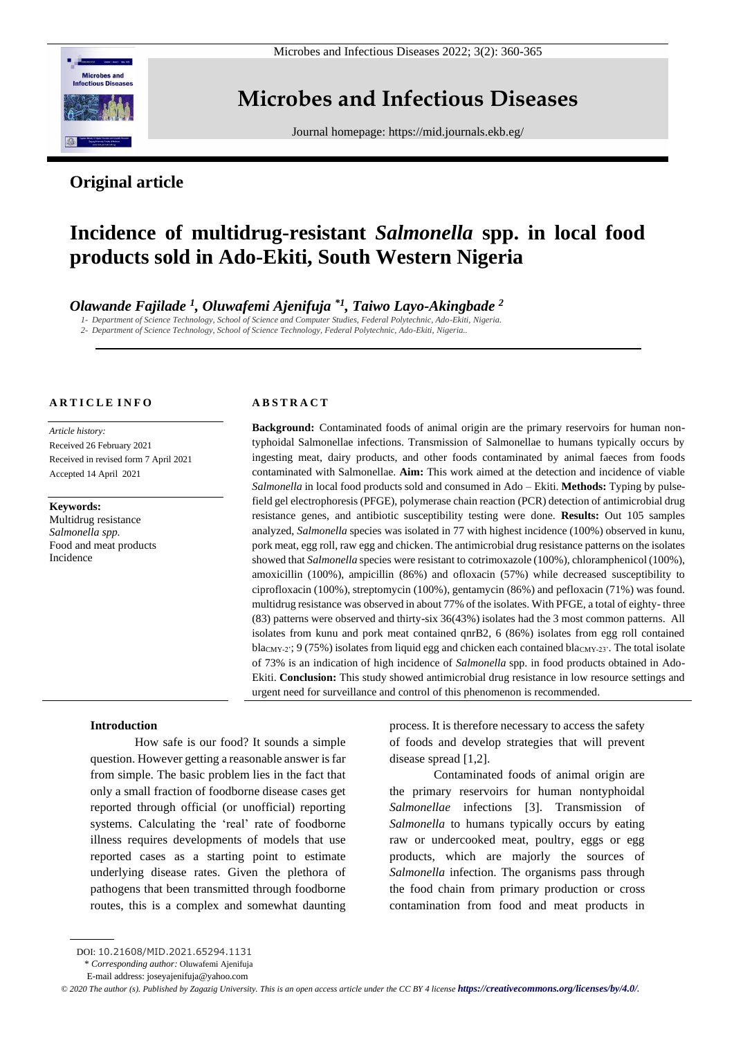## Original article

# Incidence of multidrug-resistant *Salmonella* spp. in local food products sold in Ado-Ekiti, South Western Nigeria

***Olawande Fajilade [1], Oluwafemi Ajenifuja *[1], Taiwo Layo-Akingbade [2]***

*1- Department of Science Technology, School of Science and Computer Studies, Federal Polytechnic, Ado-Ekiti, Nigeria.*
*2- Department of Science Technology, School of Science Technology, Federal Polytechnic, Ado-Ekiti, Nigeria..*

### ARTICLE INFO

*Article history:*
Received 26 February 2021
Received in revised form 7 April 2021
Accepted 14 April 2021

**Keywords:**
Multidrug resistance
*Salmonella spp.*
Food and meat products
Incidence

### ABSTRACT

**Background:** Contaminated foods of animal origin are the primary reservoirs for human non-typhoidal Salmonellae infections. Transmission of Salmonellae to humans typically occurs by ingesting meat, dairy products, and other foods contaminated by animal faeces from foods contaminated with Salmonellae. **Aim:** This work aimed at the detection and incidence of viable *Salmonella* in local food products sold and consumed in Ado – Ekiti. **Methods:** Typing by pulse-field gel electrophoresis (PFGE), polymerase chain reaction (PCR) detection of antimicrobial drug resistance genes, and antibiotic susceptibility testing were done. **Results:** Out 105 samples analyzed, *Salmonella* species was isolated in 77 with highest incidence (100%) observed in kunu, pork meat, egg roll, raw egg and chicken. The antimicrobial drug resistance patterns on the isolates showed that *Salmonella* species were resistant to cotrimoxazole (100%), chloramphenicol (100%), amoxicillin (100%), ampicillin (86%) and ofloxacin (57%) while decreased susceptibility to ciprofloxacin (100%), streptomycin (100%), gentamycin (86%) and pefloxacin (71%) was found. multidrug resistance was observed in about 77% of the isolates. With PFGE, a total of eighty- three (83) patterns were observed and thirty-six 36(43%) isolates had the 3 most common patterns. All isolates from kunu and pork meat contained qnrB2, 6 (86%) isolates from egg roll contained $bla_{CMY-2'}$; 9 (75%) isolates from liquid egg and chicken each contained $bla_{CMY-23'}$. The total isolate of 73% is an indication of high incidence of *Salmonella* spp. in food products obtained in Ado-Ekiti. **Conclusion:** This study showed antimicrobial drug resistance in low resource settings and urgent need for surveillance and control of this phenomenon is recommended.

## Introduction

How safe is our food? It sounds a simple question. However getting a reasonable answer is far from simple. The basic problem lies in the fact that only a small fraction of foodborne disease cases get reported through official (or unofficial) reporting systems. Calculating the 'real' rate of foodborne illness requires developments of models that use reported cases as a starting point to estimate underlying disease rates. Given the plethora of pathogens that been transmitted through foodborne routes, this is a complex and somewhat daunting process. It is therefore necessary to access the safety of foods and develop strategies that will prevent disease spread [1,2].

Contaminated foods of animal origin are the primary reservoirs for human nontyphoidal *Salmonellae* infections [3]. Transmission of *Salmonella* to humans typically occurs by eating raw or undercooked meat, poultry, eggs or egg products, which are majorly the sources of *Salmonella* infection. The organisms pass through the food chain from primary production or cross contamination from food and meat products in

DOI: 10.21608/MID.2021.65294.1131
\* *Corresponding author:* Oluwafemi Ajenifuja
E-mail address: joseyajenifuja@yahoo.com

*© 2020 The author (s). Published by Zagazig University. This is an open access article under the CC BY 4 license https://creativecommons.org/licenses/by/4.0/.*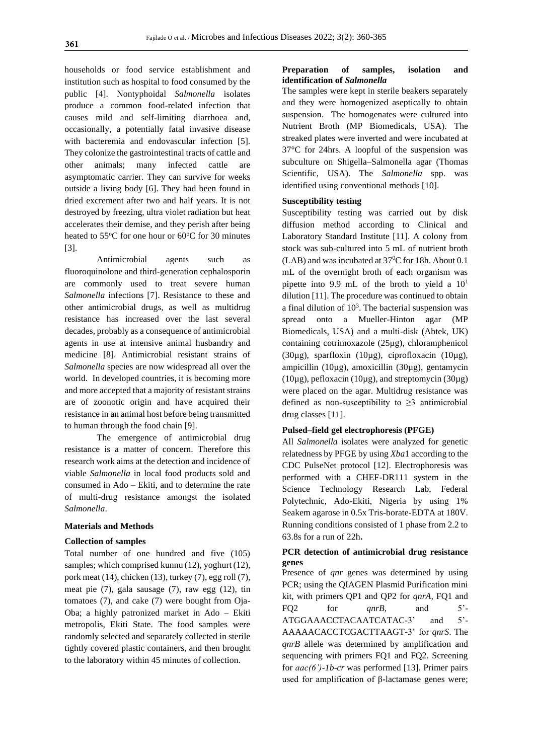households or food service establishment and institution such as hospital to food consumed by the public [4]. Nontyphoidal *Salmonella* isolates produce a common food-related infection that causes mild and self-limiting diarrhoea and, occasionally, a potentially fatal invasive disease with bacteremia and endovascular infection [5]. They colonize the gastrointestinal tracts of cattle and other animals; many infected cattle are asymptomatic carrier. They can survive for weeks outside a living body [6]. They had been found in dried excrement after two and half years. It is not destroyed by freezing, ultra violet radiation but heat accelerates their demise, and they perish after being heated to 55°C for one hour or 60°C for 30 minutes [3].

Antimicrobial agents such as fluoroquinolone and third-generation cephalosporin are commonly used to treat severe human *Salmonella* infections [7]. Resistance to these and other antimicrobial drugs, as well as multidrug resistance has increased over the last several decades, probably as a consequence of antimicrobial agents in use at intensive animal husbandry and medicine [8]. Antimicrobial resistant strains of *Salmonella* species are now widespread all over the world. In developed countries, it is becoming more and more accepted that a majority of resistant strains are of zoonotic origin and have acquired their resistance in an animal host before being transmitted to human through the food chain [9].

The emergence of antimicrobial drug resistance is a matter of concern. Therefore this research work aims at the detection and incidence of viable *Salmonella* in local food products sold and consumed in Ado – Ekiti, and to determine the rate of multi-drug resistance amongst the isolated *Salmonella*.

## Materials and Methods

### Collection of samples

Total number of one hundred and five (105) samples; which comprised kunnu (12), yoghurt (12), pork meat (14), chicken (13), turkey (7), egg roll (7), meat pie (7), gala sausage (7), raw egg (12), tin tomatoes (7), and cake (7) were bought from Oja-Oba; a highly patronized market in Ado – Ekiti metropolis, Ekiti State. The food samples were randomly selected and separately collected in sterile tightly covered plastic containers, and then brought to the laboratory within 45 minutes of collection.

### Preparation of samples, isolation and identification of *Salmonella*

The samples were kept in sterile beakers separately and they were homogenized aseptically to obtain suspension. The homogenates were cultured into Nutrient Broth (MP Biomedicals, USA). The streaked plates were inverted and were incubated at 37°C for 24hrs. A loopful of the suspension was subculture on Shigella–Salmonella agar (Thomas Scientific, USA). The *Salmonella* spp. was identified using conventional methods [10].

### Susceptibility testing

Susceptibility testing was carried out by disk diffusion method according to Clinical and Laboratory Standard Institute [11]. A colony from stock was sub-cultured into 5 mL of nutrient broth (LAB) and was incubated at 37°C for 18h. About 0.1 mL of the overnight broth of each organism was pipette into 9.9 mL of the broth to yield a $10^1$ dilution [11]. The procedure was continued to obtain a final dilution of $10^3$. The bacterial suspension was spread onto a Mueller-Hinton agar (MP Biomedicals, USA) and a multi-disk (Abtek, UK) containing cotrimoxazole (25µg), chloramphenicol (30µg), sparfloxin (10µg), ciprofloxacin (10µg), ampicillin (10µg), amoxicillin (30µg), gentamycin (10µg), pefloxacin (10µg), and streptomycin (30µg) were placed on the agar. Multidrug resistance was defined as non-susceptibility to ≥3 antimicrobial drug classes [11].

### Pulsed–field gel electrophoresis (PFGE)

All *Salmonella* isolates were analyzed for genetic relatedness by PFGE by using *Xba*1 according to the CDC PulseNet protocol [12]. Electrophoresis was performed with a CHEF-DR111 system in the Science Technology Research Lab, Federal Polytechnic, Ado-Ekiti, Nigeria by using 1% Seakem agarose in 0.5x Tris-borate-EDTA at 180V. Running conditions consisted of 1 phase from 2.2 to 63.8s for a run of 22h**.**

### PCR detection of antimicrobial drug resistance genes

Presence of *qnr* genes was determined by using PCR; using the QIAGEN Plasmid Purification mini kit, with primers QP1 and QP2 for *qnrA*, FQ1 and FQ2 for *qnrB,* and 5'-ATGGAAACCTACAATCATAC-3' and 5'-AAAAACACCTCGACTTAAGT-3' for *qnrS*. The *qnrB* allele was determined by amplification and sequencing with primers FQ1 and FQ2. Screening for *aac(6')-1b-cr* was performed [13]. Primer pairs used for amplification of β-lactamase genes were;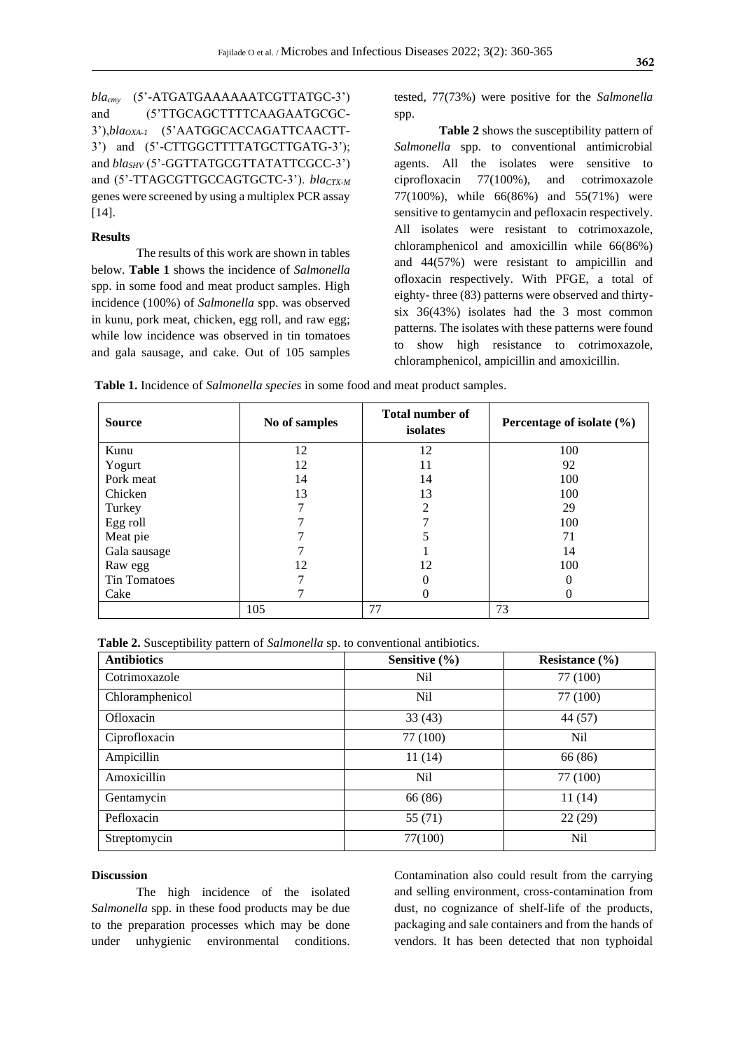*bla_cmy* (5'-ATGATGAAAAAATCGTTATGC-3') and (5'TTGCAGCTTTTCAAGAATGCGC-3'),*bla_OXA-1* (5'AATGGCACCAGATTCAACTT-3') and (5'-CTTGGCTTTTATGCTTGATG-3'); and *bla_SHV* (5'-GGTTATGCGTTATATTCGCC-3') and (5'-TTAGCGTTGCCAGTGCTC-3'). *bla_CTX-M* genes were screened by using a multiplex PCR assay [14].

### Results

The results of this work are shown in tables below. **Table 1** shows the incidence of *Salmonella* spp. in some food and meat product samples. High incidence (100%) of *Salmonella* spp. was observed in kunu, pork meat, chicken, egg roll, and raw egg; while low incidence was observed in tin tomatoes and gala sausage, and cake. Out of 105 samples tested, 77(73%) were positive for the *Salmonella* spp.

**Table 2** shows the susceptibility pattern of *Salmonella* spp. to conventional antimicrobial agents. All the isolates were sensitive to ciprofloxacin 77(100%), and cotrimoxazole 77(100%), while 66(86%) and 55(71%) were sensitive to gentamycin and pefloxacin respectively. All isolates were resistant to cotrimoxazole, chloramphenicol and amoxicillin while 66(86%) and 44(57%) were resistant to ampicillin and ofloxacin respectively. With PFGE, a total of eighty- three (83) patterns were observed and thirty-six 36(43%) isolates had the 3 most common patterns. The isolates with these patterns were found to show high resistance to cotrimoxazole, chloramphenicol, ampicillin and amoxicillin.

**Table 1.** Incidence of *Salmonella species* in some food and meat product samples.

| Source | No of samples | Total number of isolates | Percentage of isolate (%) |
|---|---|---|---|
| Kunu | 12 | 12 | 100 |
| Yogurt | 12 | 11 | 92 |
| Pork meat | 14 | 14 | 100 |
| Chicken | 13 | 13 | 100 |
| Turkey | 7 | 2 | 29 |
| Egg roll | 7 | 7 | 100 |
| Meat pie | 7 | 5 | 71 |
| Gala sausage | 7 | 1 | 14 |
| Raw egg | 12 | 12 | 100 |
| Tin Tomatoes | 7 | 0 | 0 |
| Cake | 7 | 0 | 0 |
| | 105 | 77 | 73 |

**Table 2.** Susceptibility pattern of *Salmonella* sp. to conventional antibiotics.

| Antibiotics | Sensitive (%) | Resistance (%) |
|---|---|---|
| Cotrimoxazole | Nil | 77 (100) |
| Chloramphenicol | Nil | 77 (100) |
| Ofloxacin | 33 (43) | 44 (57) |
| Ciprofloxacin | 77 (100) | Nil |
| Ampicillin | 11 (14) | 66 (86) |
| Amoxicillin | Nil | 77 (100) |
| Gentamycin | 66 (86) | 11 (14) |
| Pefloxacin | 55 (71) | 22 (29) |
| Streptomycin | 77(100) | Nil |

### Discussion

The high incidence of the isolated *Salmonella* spp. in these food products may be due to the preparation processes which may be done under unhygienic environmental conditions. Contamination also could result from the carrying and selling environment, cross-contamination from dust, no cognizance of shelf-life of the products, packaging and sale containers and from the hands of vendors. It has been detected that non typhoidal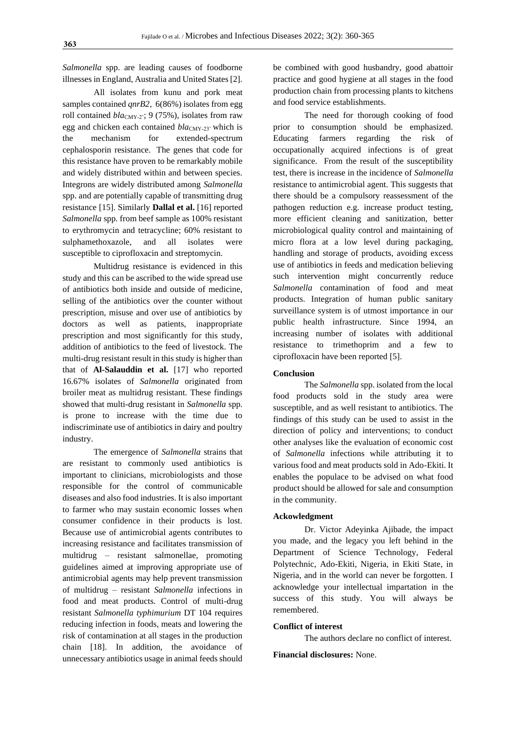*Salmonella* spp. are leading causes of foodborne illnesses in England, Australia and United States [2].

All isolates from kunu and pork meat samples contained *qnrB2*, 6(86%) isolates from egg roll contained $bla_{CMY-2'}$; 9 (75%), isolates from raw egg and chicken each contained $bla_{CMY-23'}$ which is the mechanism for extended-spectrum cephalosporin resistance. The genes that code for this resistance have proven to be remarkably mobile and widely distributed within and between species. Integrons are widely distributed among *Salmonella* spp. and are potentially capable of transmitting drug resistance [15]. Similarly **Dallal et al.** [16] reported *Salmonella* spp. from beef sample as 100% resistant to erythromycin and tetracycline; 60% resistant to sulphamethoxazole, and all isolates were susceptible to ciprofloxacin and streptomycin.

Multidrug resistance is evidenced in this study and this can be ascribed to the wide spread use of antibiotics both inside and outside of medicine, selling of the antibiotics over the counter without prescription, misuse and over use of antibiotics by doctors as well as patients, inappropriate prescription and most significantly for this study, addition of antibiotics to the feed of livestock. The multi-drug resistant result in this study is higher than that of **Al-Salauddin et al.** [17] who reported 16.67% isolates of *Salmonella* originated from broiler meat as multidrug resistant. These findings showed that multi-drug resistant in *Salmonella* spp. is prone to increase with the time due to indiscriminate use of antibiotics in dairy and poultry industry.

The emergence of *Salmonella* strains that are resistant to commonly used antibiotics is important to clinicians, microbiologists and those responsible for the control of communicable diseases and also food industries. It is also important to farmer who may sustain economic losses when consumer confidence in their products is lost. Because use of antimicrobial agents contributes to increasing resistance and facilitates transmission of multidrug – resistant salmonellae, promoting guidelines aimed at improving appropriate use of antimicrobial agents may help prevent transmission of multidrug – resistant *Salmonella* infections in food and meat products. Control of multi-drug resistant *Salmonella typhimurium* DT 104 requires reducing infection in foods, meats and lowering the risk of contamination at all stages in the production chain [18]. In addition, the avoidance of unnecessary antibiotics usage in animal feeds should be combined with good husbandry, good abattoir practice and good hygiene at all stages in the food production chain from processing plants to kitchens and food service establishments.

The need for thorough cooking of food prior to consumption should be emphasized. Educating farmers regarding the risk of occupationally acquired infections is of great significance. From the result of the susceptibility test, there is increase in the incidence of *Salmonella* resistance to antimicrobial agent. This suggests that there should be a compulsory reassessment of the pathogen reduction e.g. increase product testing, more efficient cleaning and sanitization, better microbiological quality control and maintaining of micro flora at a low level during packaging, handling and storage of products, avoiding excess use of antibiotics in feeds and medication believing such intervention might concurrently reduce *Salmonella* contamination of food and meat products. Integration of human public sanitary surveillance system is of utmost importance in our public health infrastructure. Since 1994, an increasing number of isolates with additional resistance to trimethoprim and a few to ciprofloxacin have been reported [5].

**Conclusion**

The *Salmonella* spp. isolated from the local food products sold in the study area were susceptible, and as well resistant to antibiotics. The findings of this study can be used to assist in the direction of policy and interventions; to conduct other analyses like the evaluation of economic cost of *Salmonella* infections while attributing it to various food and meat products sold in Ado-Ekiti. It enables the populace to be advised on what food product should be allowed for sale and consumption in the community.

**Ackowledgment**

Dr. Victor Adeyinka Ajibade, the impact you made, and the legacy you left behind in the Department of Science Technology, Federal Polytechnic, Ado-Ekiti, Nigeria, in Ekiti State, in Nigeria, and in the world can never be forgotten. I acknowledge your intellectual impartation in the success of this study. You will always be remembered.

**Conflict of interest**

The authors declare no conflict of interest.

**Financial disclosures:** None.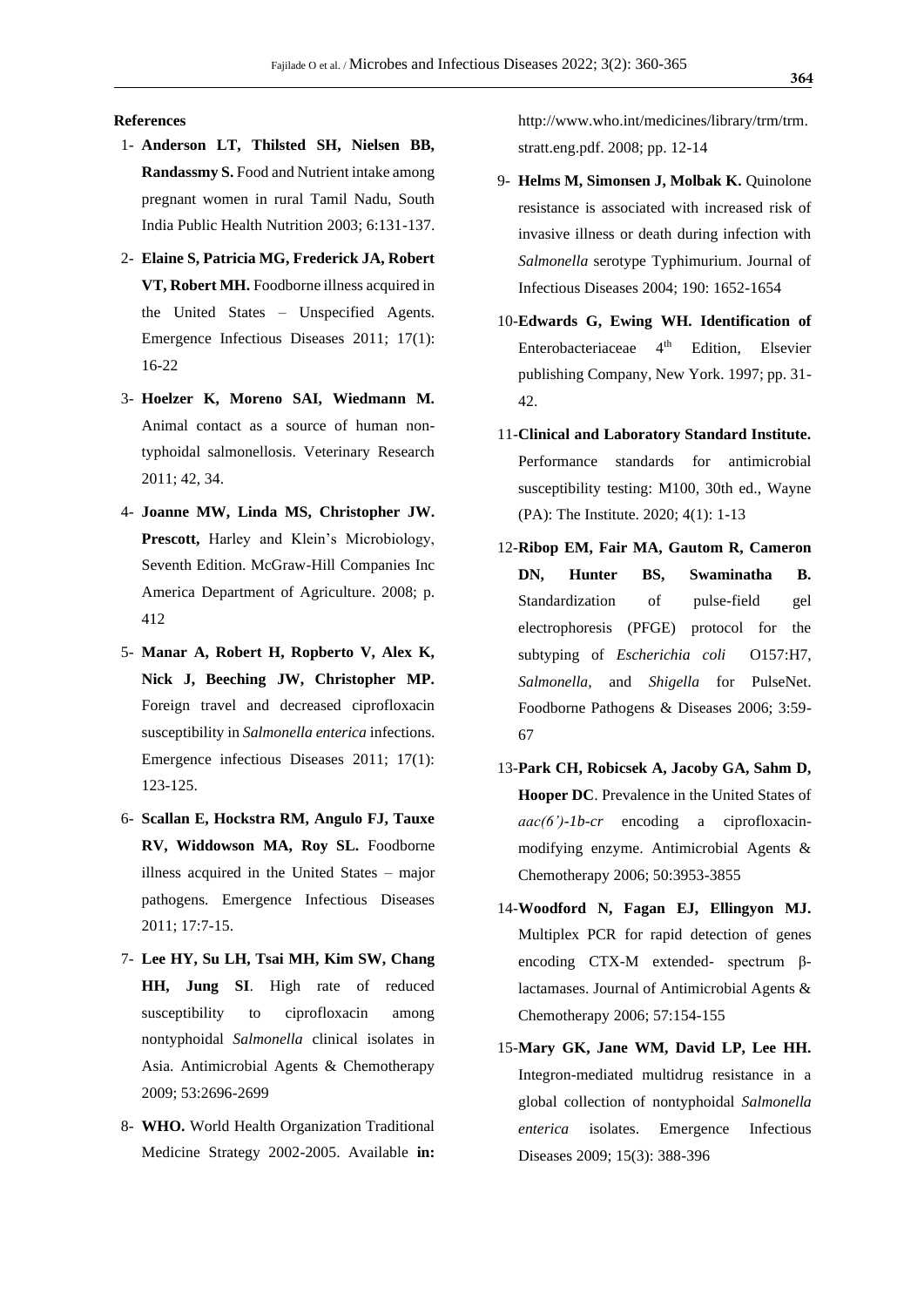**References**

1- **Anderson LT, Thilsted SH, Nielsen BB, Randassmy S.** Food and Nutrient intake among pregnant women in rural Tamil Nadu, South India Public Health Nutrition 2003; 6:131-137.

2- **Elaine S, Patricia MG, Frederick JA, Robert VT, Robert MH.** Foodborne illness acquired in the United States – Unspecified Agents. Emergence Infectious Diseases 2011; 17(1): 16-22

3- **Hoelzer K, Moreno SAI, Wiedmann M.** Animal contact as a source of human non-typhoidal salmonellosis. Veterinary Research 2011; 42, 34.

4- **Joanne MW, Linda MS, Christopher JW. Prescott,** Harley and Klein's Microbiology, Seventh Edition. McGraw-Hill Companies Inc America Department of Agriculture. 2008; p. 412

5- **Manar A, Robert H, Ropberto V, Alex K, Nick J, Beeching JW, Christopher MP.** Foreign travel and decreased ciprofloxacin susceptibility in *Salmonella enterica* infections. Emergence infectious Diseases 2011; 17(1): 123-125.

6- **Scallan E, Hockstra RM, Angulo FJ, Tauxe RV, Widdowson MA, Roy SL.** Foodborne illness acquired in the United States – major pathogens. Emergence Infectious Diseases 2011; 17:7-15.

7- **Lee HY, Su LH, Tsai MH, Kim SW, Chang HH, Jung SI**. High rate of reduced susceptibility to ciprofloxacin among nontyphoidal *Salmonella* clinical isolates in Asia. Antimicrobial Agents & Chemotherapy 2009; 53:2696-2699

8- **WHO.** World Health Organization Traditional Medicine Strategy 2002-2005. Available **in:** http://www.who.int/medicines/library/trm/trm.stratt.eng.pdf. 2008; pp. 12-14

9- **Helms M, Simonsen J, Molbak K.** Quinolone resistance is associated with increased risk of invasive illness or death during infection with *Salmonella* serotype Typhimurium. Journal of Infectious Diseases 2004; 190: 1652-1654

10-**Edwards G, Ewing WH. Identification of** Enterobacteriaceae 4th Edition, Elsevier publishing Company, New York. 1997; pp. 31-42.

11-**Clinical and Laboratory Standard Institute.** Performance standards for antimicrobial susceptibility testing: M100, 30th ed., Wayne (PA): The Institute. 2020; 4(1): 1-13

12-**Ribop EM, Fair MA, Gautom R, Cameron DN, Hunter BS, Swaminatha B.** Standardization of pulse-field gel electrophoresis (PFGE) protocol for the subtyping of *Escherichia coli* O157:H7, *Salmonella*, and *Shigella* for PulseNet. Foodborne Pathogens & Diseases 2006; 3:59-67

13-**Park CH, Robicsek A, Jacoby GA, Sahm D, Hooper DC**. Prevalence in the United States of *aac(6')-1b-cr* encoding a ciprofloxacin-modifying enzyme. Antimicrobial Agents & Chemotherapy 2006; 50:3953-3855

14-**Woodford N, Fagan EJ, Ellingyon MJ.** Multiplex PCR for rapid detection of genes encoding CTX-M extended- spectrum β-lactamases. Journal of Antimicrobial Agents & Chemotherapy 2006; 57:154-155

15-**Mary GK, Jane WM, David LP, Lee HH.** Integron-mediated multidrug resistance in a global collection of nontyphoidal *Salmonella enterica* isolates. Emergence Infectious Diseases 2009; 15(3): 388-396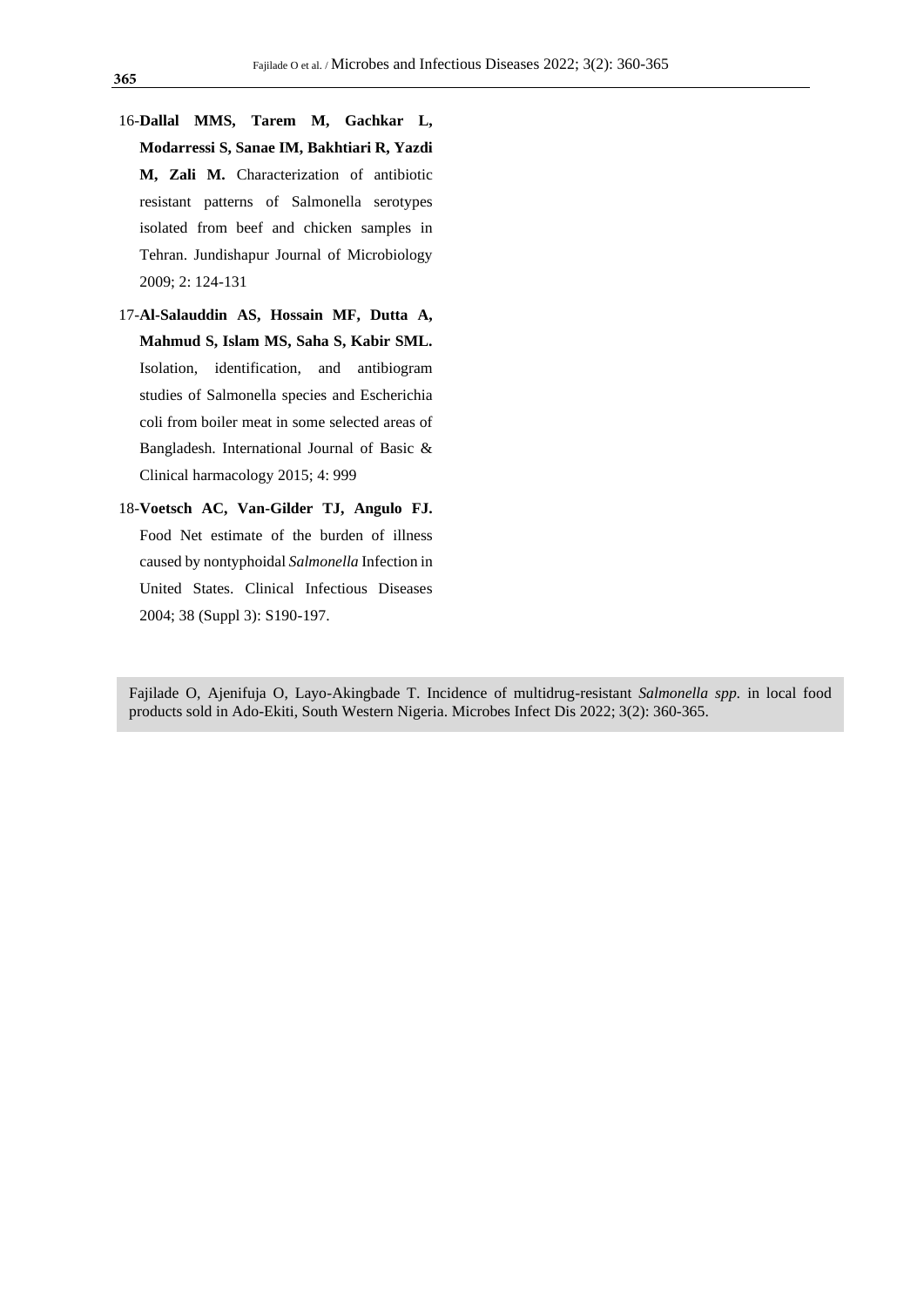16-**Dallal MMS, Tarem M, Gachkar L, Modarressi S, Sanae IM, Bakhtiari R, Yazdi M, Zali M.** Characterization of antibiotic resistant patterns of Salmonella serotypes isolated from beef and chicken samples in Tehran. Jundishapur Journal of Microbiology 2009; 2: 124-131

17-**Al-Salauddin AS, Hossain MF, Dutta A, Mahmud S, Islam MS, Saha S, Kabir SML.** Isolation, identification, and antibiogram studies of Salmonella species and Escherichia coli from boiler meat in some selected areas of Bangladesh. International Journal of Basic & Clinical harmacology 2015; 4: 999

18-**Voetsch AC, Van-Gilder TJ, Angulo FJ.** Food Net estimate of the burden of illness caused by nontyphoidal *Salmonella* Infection in United States. Clinical Infectious Diseases 2004; 38 (Suppl 3): S190-197.

Fajilade O, Ajenifuja O, Layo-Akingbade T. Incidence of multidrug-resistant *Salmonella spp.* in local food products sold in Ado-Ekiti, South Western Nigeria. Microbes Infect Dis 2022; 3(2): 360-365.